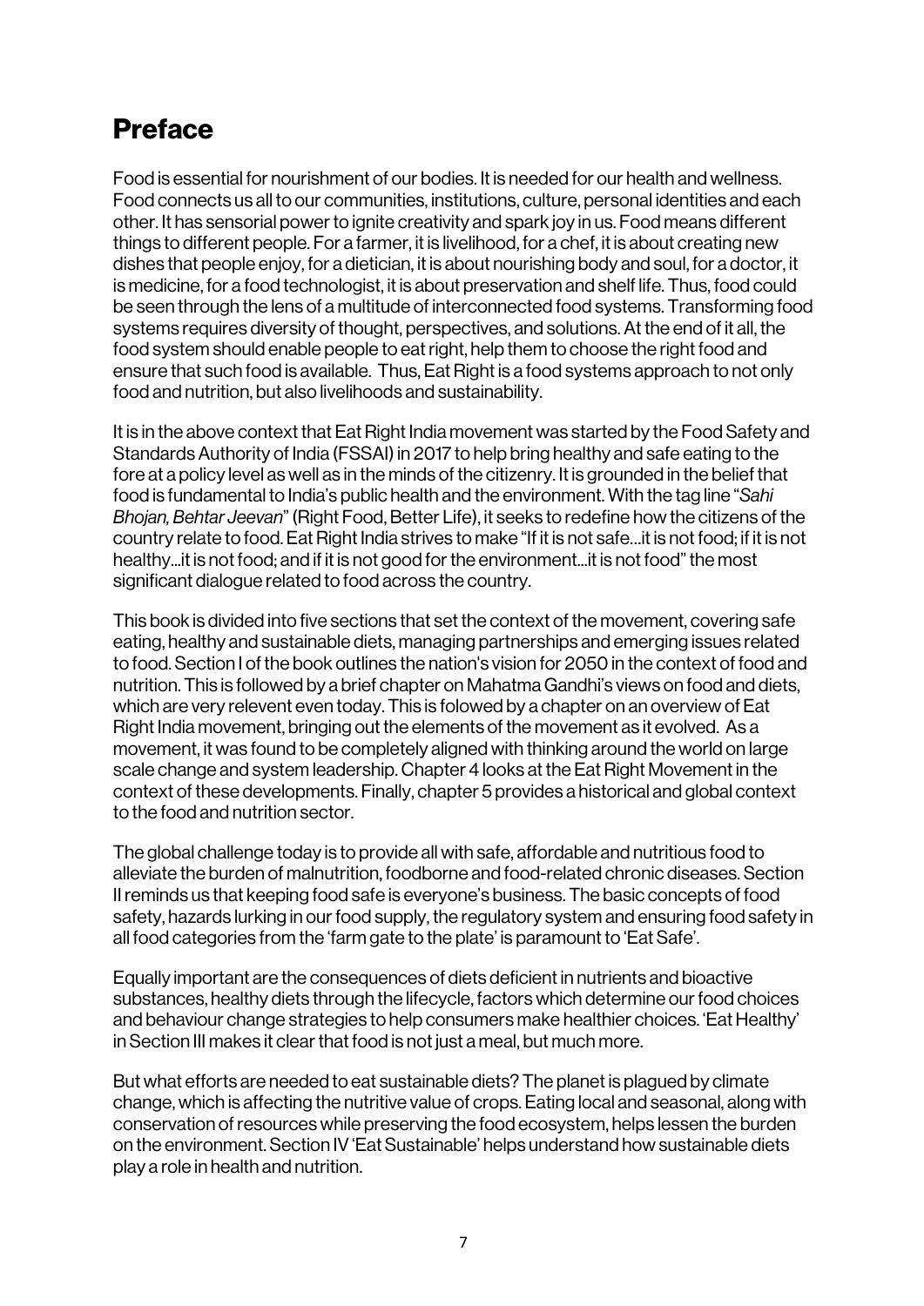# Preface

Food is essential for nourishment of our bodies. It is needed for our health and wellness. Food connects us all to our communities, institutions, culture, personal identities and each other. It has sensorial power to ignite creativity and spark joy in us. Food means different things to different people. For a farmer, it is livelihood, for a chef, it is about creating new dishes that people enjoy, for a dietician, it is about nourishing body and soul, for a doctor, it is medicine, for a food technologist, it is about preservation and shelf life. Thus, food could be seen through the lens of a multitude of interconnected food systems. Transforming food systems requires diversity of thought, perspectives, and solutions. At the end of it all, the food system should enable people to eat right, help them to choose the right food and ensure that such food is available. Thus, Eat Right is a food systems approach to not only food and nutrition, but also livelihoods and sustainability.

It is in the above context that Eat Right India movement was started by the Food Safety and Standards Authority of India (FSSAI) in 2017 to help bring healthy and safe eating to the fore at a policy level as well as in the minds of the citizenry. It is grounded in the belief that food is fundamental to India's public health and the environment. With the tag line "*Sahi Bhojan, Behtar Jeevan*" (Right Food, Better Life), it seeks to redefine how the citizens of the country relate to food. Eat Right India strives to make "If it is not safe...it is not food; if it is not healthy...it is not food; and if it is not good for the environment...it is not food" the most significant dialogue related to food across the country.

This book is divided into five sections that set the context of the movement, covering safe eating, healthy and sustainable diets, managing partnerships and emerging issues related to food. Section I of the book outlines the nation's vision for 2050 in the context of food and nutrition. This is followed by a brief chapter on Mahatma Gandhi's views on food and diets, which are very relevent even today. This is folowed by a chapter on an overview of Eat Right India movement, bringing out the elements of the movement as it evolved. As a movement, it was found to be completely aligned with thinking around the world on large scale change and system leadership. Chapter 4 looks at the Eat Right Movement in the context of these developments. Finally, chapter 5 provides a historical and global context to the food and nutrition sector.

The global challenge today is to provide all with safe, affordable and nutritious food to alleviate the burden of malnutrition, foodborne and food-related chronic diseases. Section II reminds us that keeping food safe is everyone's business. The basic concepts of food safety, hazards lurking in our food supply, the regulatory system and ensuring food safety in all food categories from the 'farm gate to the plate' is paramount to 'Eat Safe'.

Equally important are the consequences of diets deficient in nutrients and bioactive substances, healthy diets through the lifecycle, factors which determine our food choices and behaviour change strategies to help consumers make healthier choices. 'Eat Healthy' in Section III makes it clear that food is not just a meal, but much more.

But what efforts are needed to eat sustainable diets? The planet is plagued by climate change, which is affecting the nutritive value of crops. Eating local and seasonal, along with conservation of resources while preserving the food ecosystem, helps lessen the burden on the environment. Section IV 'Eat Sustainable' helps understand how sustainable diets play a role in health and nutrition.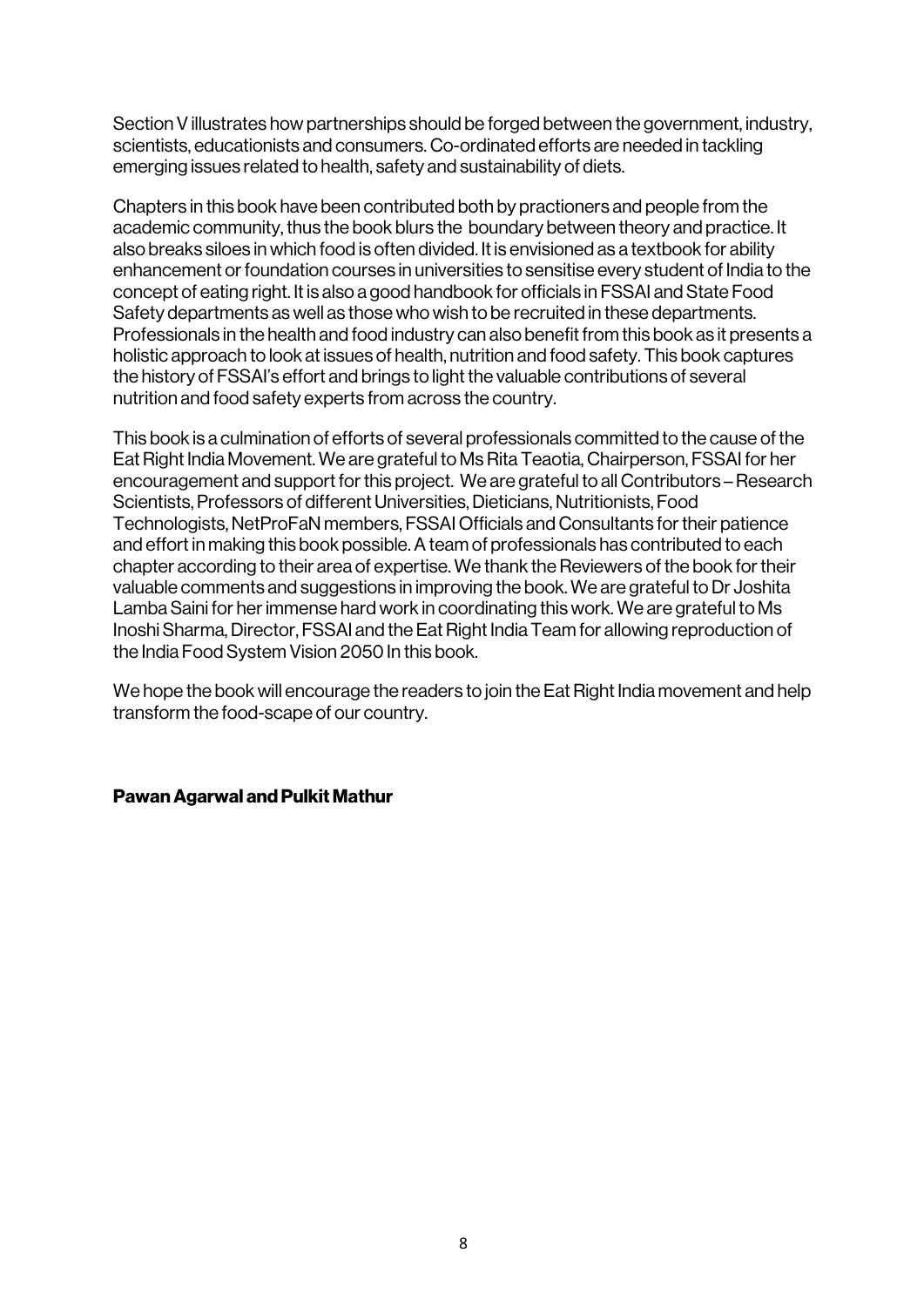Section V illustrates how partnerships should be forged between the government, industry, scientists, educationists and consumers. Co-ordinated efforts are needed in tackling emerging issues related to health, safety and sustainability of diets.

Chapters in this book have been contributed both by practioners and people from the academic community, thus the book blurs the boundary between theory and practice. It also breaks siloes in which food is often divided. It is envisioned as a textbook for ability enhancement or foundation courses in universities to sensitise every student of India to the concept of eating right. It is also a good handbook for officials in FSSAI and State Food Safety departments as well as those who wish to be recruited in these departments. Professionals in the health and food industry can also benefit from this book as it presents a holistic approach to look at issues of health, nutrition and food safety. This book captures the history of FSSAI's effort and brings to light the valuable contributions of several nutrition and food safety experts from across the country.

This book is a culmination of efforts of several professionals committed to the cause of the Eat Right India Movement. We are grateful to Ms Rita Teaotia, Chairperson, FSSAI for her encouragement and support for this project. We are grateful to all Contributors – Research Scientists, Professors of different Universities, Dieticians, Nutritionists, Food Technologists, NetProFaN members, FSSAI Officials and Consultants for their patience and effort in making this book possible. A team of professionals has contributed to each chapter according to their area of expertise. We thank the Reviewers of the book for their valuable comments and suggestions in improving the book. We are grateful to Dr Joshita Lamba Saini for her immense hard work in coordinating this work. We are grateful to Ms Inoshi Sharma, Director, FSSAI and the Eat Right India Team for allowing reproduction of the India Food System Vision 2050 In this book.

We hope the book will encourage the readers to join the Eat Right India movement and help transform the food-scape of our country.

**Pawan Agarwal and Pulkit Mathur**